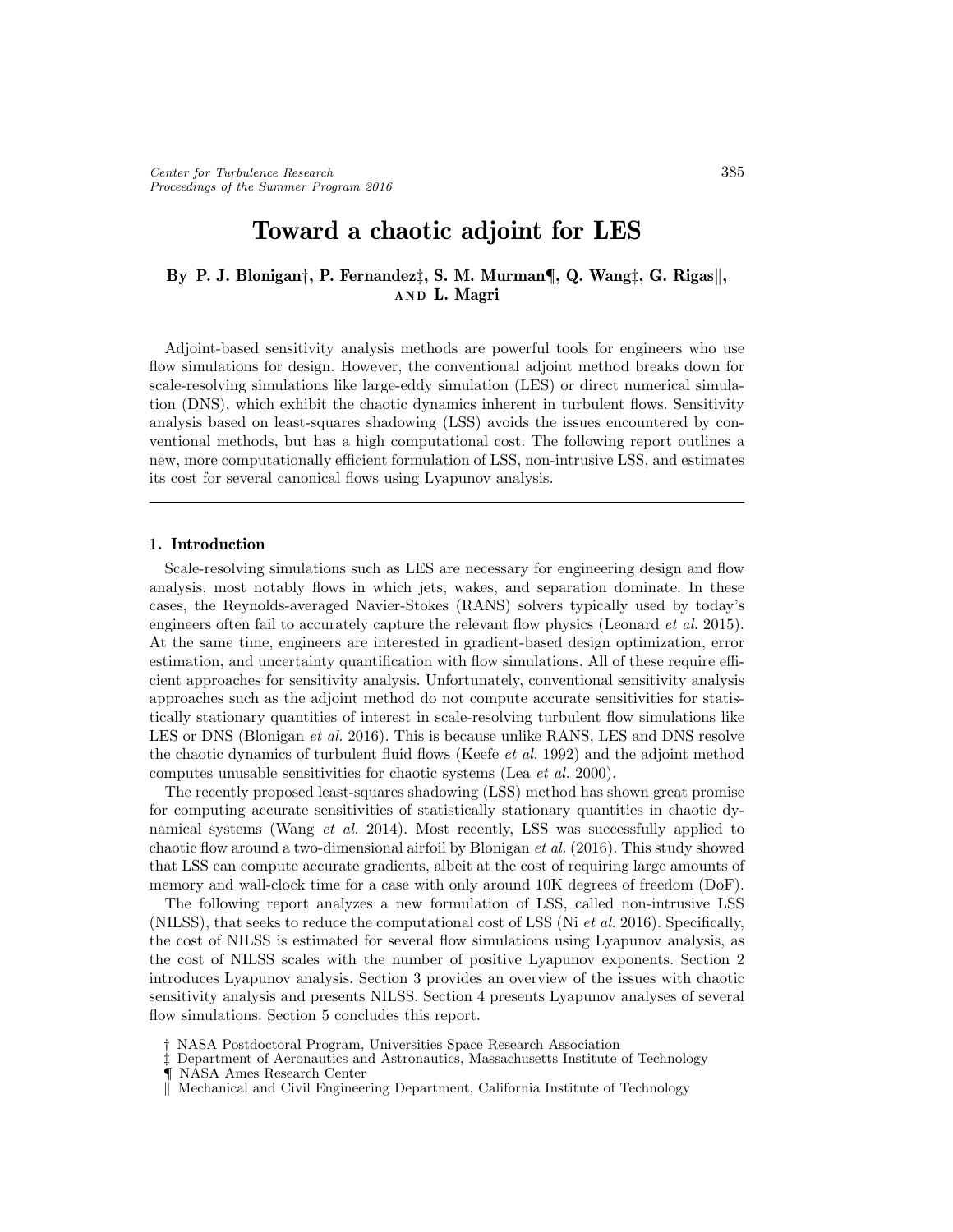# Toward a chaotic adjoint for LES

**By P. J. Blonigan†, P. Fernandez‡, S. M. Murman¶, Q. Wang‡, G. Rigas‖, AND L. Magri**

Adjoint-based sensitivity analysis methods are powerful tools for engineers who use flow simulations for design. However, the conventional adjoint method breaks down for scale-resolving simulations like large-eddy simulation (LES) or direct numerical simulation (DNS), which exhibit the chaotic dynamics inherent in turbulent flows. Sensitivity analysis based on least-squares shadowing (LSS) avoids the issues encountered by conventional methods, but has a high computational cost. The following report outlines a new, more computationally efficient formulation of LSS, non-intrusive LSS, and estimates its cost for several canonical flows using Lyapunov analysis.

---

## 1. Introduction

Scale-resolving simulations such as LES are necessary for engineering design and flow analysis, most notably flows in which jets, wakes, and separation dominate. In these cases, the Reynolds-averaged Navier-Stokes (RANS) solvers typically used by today's engineers often fail to accurately capture the relevant flow physics (Leonard *et al.* 2015). At the same time, engineers are interested in gradient-based design optimization, error estimation, and uncertainty quantification with flow simulations. All of these require efficient approaches for sensitivity analysis. Unfortunately, conventional sensitivity analysis approaches such as the adjoint method do not compute accurate sensitivities for statistically stationary quantities of interest in scale-resolving turbulent flow simulations like LES or DNS (Blonigan *et al.* 2016). This is because unlike RANS, LES and DNS resolve the chaotic dynamics of turbulent fluid flows (Keefe *et al.* 1992) and the adjoint method computes unusable sensitivities for chaotic systems (Lea *et al.* 2000).

The recently proposed least-squares shadowing (LSS) method has shown great promise for computing accurate sensitivities of statistically stationary quantities in chaotic dynamical systems (Wang *et al.* 2014). Most recently, LSS was successfully applied to chaotic flow around a two-dimensional airfoil by Blonigan *et al.* (2016). This study showed that LSS can compute accurate gradients, albeit at the cost of requiring large amounts of memory and wall-clock time for a case with only around 10K degrees of freedom (DoF).

The following report analyzes a new formulation of LSS, called non-intrusive LSS (NILSS), that seeks to reduce the computational cost of LSS (Ni *et al.* 2016). Specifically, the cost of NILSS is estimated for several flow simulations using Lyapunov analysis, as the cost of NILSS scales with the number of positive Lyapunov exponents. Section 2 introduces Lyapunov analysis. Section 3 provides an overview of the issues with chaotic sensitivity analysis and presents NILSS. Section 4 presents Lyapunov analyses of several flow simulations. Section 5 concludes this report.

† NASA Postdoctoral Program, Universities Space Research Association
‡ Department of Aeronautics and Astronautics, Massachusetts Institute of Technology
¶ NASA Ames Research Center
‖ Mechanical and Civil Engineering Department, California Institute of Technology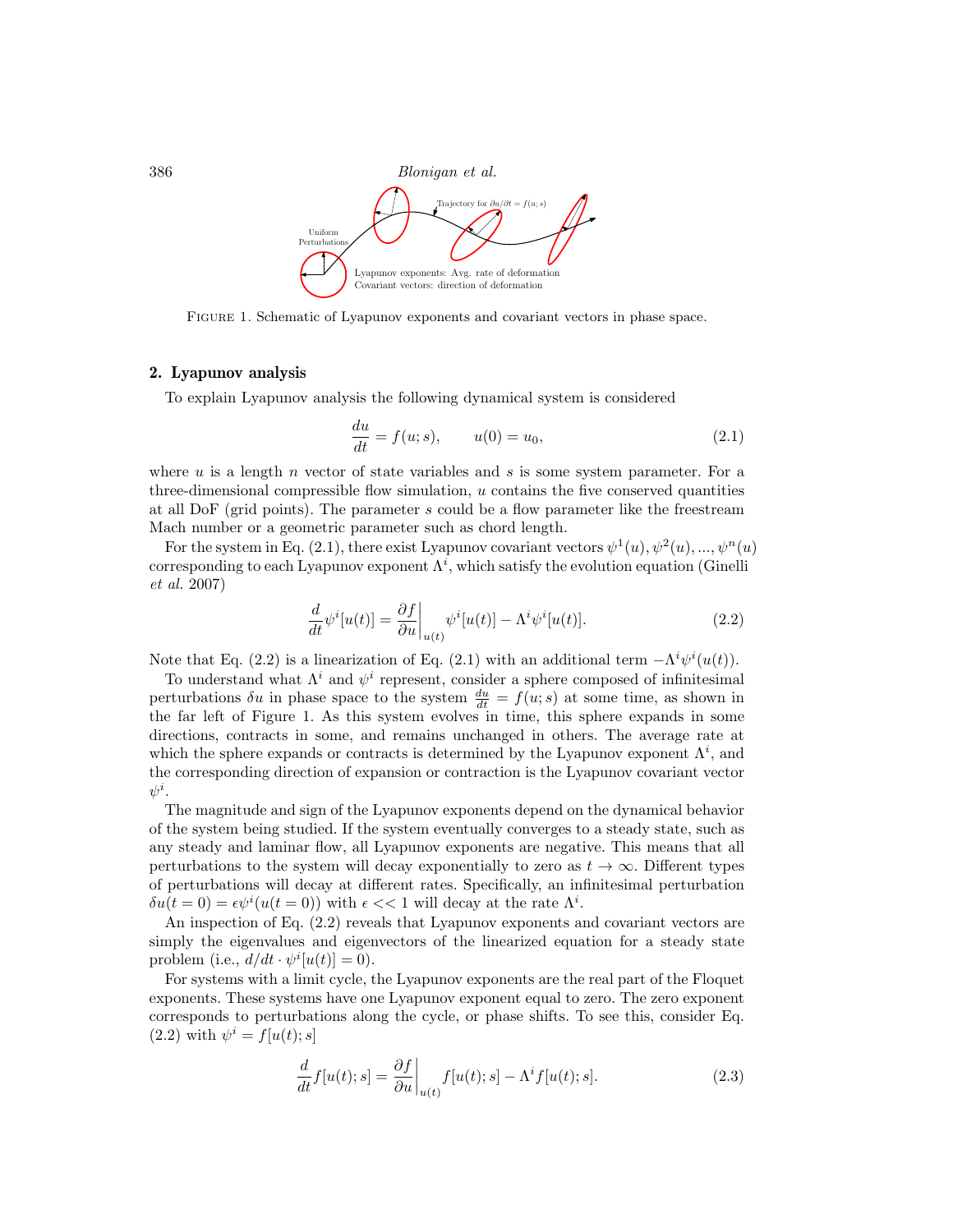Trajectory for $\partial u/\partial t = f(u;s)$

Uniform Perturbations

Lyapunov exponents: Avg. rate of deformation
Covariant vectors: direction of deformation

FIGURE 1. Schematic of Lyapunov exponents and covariant vectors in phase space.

## 2. Lyapunov analysis

To explain Lyapunov analysis the following dynamical system is considered

$$\frac{du}{dt} = f(u;s), \qquad u(0) = u_0, \tag{2.1}$$

where $u$ is a length $n$ vector of state variables and $s$ is some system parameter. For a three-dimensional compressible flow simulation, $u$ contains the five conserved quantities at all DoF (grid points). The parameter $s$ could be a flow parameter like the freestream Mach number or a geometric parameter such as chord length.

For the system in Eq. (2.1), there exist Lyapunov covariant vectors $\psi^1(u), \psi^2(u), ..., \psi^n(u)$ corresponding to each Lyapunov exponent $\Lambda^i$, which satisfy the evolution equation (Ginelli *et al.* 2007)

$$\frac{d}{dt}\psi^i[u(t)] = \left.\frac{\partial f}{\partial u}\right|_{u(t)} \psi^i[u(t)] - \Lambda^i \psi^i[u(t)]. \tag{2.2}$$

Note that Eq. (2.2) is a linearization of Eq. (2.1) with an additional term $-\Lambda^i\psi^i(u(t))$.

To understand what $\Lambda^i$ and $\psi^i$ represent, consider a sphere composed of infinitesimal perturbations $\delta u$ in phase space to the system $\frac{du}{dt} = f(u;s)$ at some time, as shown in the far left of Figure 1. As this system evolves in time, this sphere expands in some directions, contracts in some, and remains unchanged in others. The average rate at which the sphere expands or contracts is determined by the Lyapunov exponent $\Lambda^i$, and the corresponding direction of expansion or contraction is the Lyapunov covariant vector $\psi^i$.

The magnitude and sign of the Lyapunov exponents depend on the dynamical behavior of the system being studied. If the system eventually converges to a steady state, such as any steady and laminar flow, all Lyapunov exponents are negative. This means that all perturbations to the system will decay exponentially to zero as $t \to \infty$. Different types of perturbations will decay at different rates. Specifically, an infinitesimal perturbation $\delta u(t=0) = \epsilon\psi^i(u(t=0))$ with $\epsilon << 1$ will decay at the rate $\Lambda^i$.

An inspection of Eq. (2.2) reveals that Lyapunov exponents and covariant vectors are simply the eigenvalues and eigenvectors of the linearized equation for a steady state problem (i.e., $d/dt \cdot \psi^i[u(t)] = 0$).

For systems with a limit cycle, the Lyapunov exponents are the real part of the Floquet exponents. These systems have one Lyapunov exponent equal to zero. The zero exponent corresponds to perturbations along the cycle, or phase shifts. To see this, consider Eq. (2.2) with $\psi^i = f[u(t);s]$

$$\frac{d}{dt}f[u(t);s] = \left.\frac{\partial f}{\partial u}\right|_{u(t)} f[u(t);s] - \Lambda^i f[u(t);s]. \tag{2.3}$$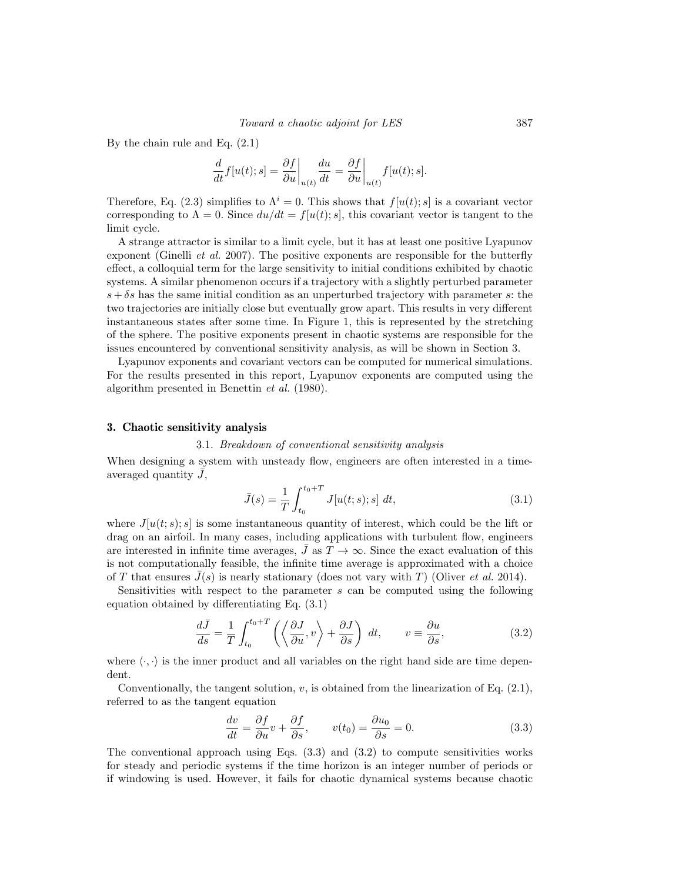By the chain rule and Eq. (2.1)

$$\frac{d}{dt}f[u(t);s] = \left.\frac{\partial f}{\partial u}\right|_{u(t)} \frac{du}{dt} = \left.\frac{\partial f}{\partial u}\right|_{u(t)} f[u(t);s].$$

Therefore, Eq. (2.3) simplifies to $\Lambda^i = 0$. This shows that $f[u(t);s]$ is a covariant vector corresponding to $\Lambda = 0$. Since $du/dt = f[u(t);s]$, this covariant vector is tangent to the limit cycle.

A strange attractor is similar to a limit cycle, but it has at least one positive Lyapunov exponent (Ginelli *et al.* 2007). The positive exponents are responsible for the butterfly effect, a colloquial term for the large sensitivity to initial conditions exhibited by chaotic systems. A similar phenomenon occurs if a trajectory with a slightly perturbed parameter $s + \delta s$ has the same initial condition as an unperturbed trajectory with parameter $s$: the two trajectories are initially close but eventually grow apart. This results in very different instantaneous states after some time. In Figure 1, this is represented by the stretching of the sphere. The positive exponents present in chaotic systems are responsible for the issues encountered by conventional sensitivity analysis, as will be shown in Section 3.

Lyapunov exponents and covariant vectors can be computed for numerical simulations. For the results presented in this report, Lyapunov exponents are computed using the algorithm presented in Benettin *et al.* (1980).

## 3. Chaotic sensitivity analysis

### 3.1. *Breakdown of conventional sensitivity analysis*

When designing a system with unsteady flow, engineers are often interested in a time-averaged quantity $\bar{J}$,

$$\bar{J}(s) = \frac{1}{T}\int_{t_0}^{t_0+T} J[u(t;s);s]\ dt, \tag{3.1}$$

where $J[u(t;s);s]$ is some instantaneous quantity of interest, which could be the lift or drag on an airfoil. In many cases, including applications with turbulent flow, engineers are interested in infinite time averages, $\bar{J}$ as $T \to \infty$. Since the exact evaluation of this is not computationally feasible, the infinite time average is approximated with a choice of $T$ that ensures $\bar{J}(s)$ is nearly stationary (does not vary with $T$) (Oliver *et al.* 2014).

Sensitivities with respect to the parameter $s$ can be computed using the following equation obtained by differentiating Eq. (3.1)

$$\frac{d\bar{J}}{ds} = \frac{1}{T}\int_{t_0}^{t_0+T} \left( \left\langle \frac{\partial J}{\partial u}, v \right\rangle + \frac{\partial J}{\partial s} \right)\ dt, \qquad v \equiv \frac{\partial u}{\partial s}, \tag{3.2}$$

where $\langle \cdot, \cdot \rangle$ is the inner product and all variables on the right hand side are time dependent.

Conventionally, the tangent solution, $v$, is obtained from the linearization of Eq. (2.1), referred to as the tangent equation

$$\frac{dv}{dt} = \frac{\partial f}{\partial u} v + \frac{\partial f}{\partial s}, \qquad v(t_0) = \frac{\partial u_0}{\partial s} = 0. \tag{3.3}$$

The conventional approach using Eqs. (3.3) and (3.2) to compute sensitivities works for steady and periodic systems if the time horizon is an integer number of periods or if windowing is used. However, it fails for chaotic dynamical systems because chaotic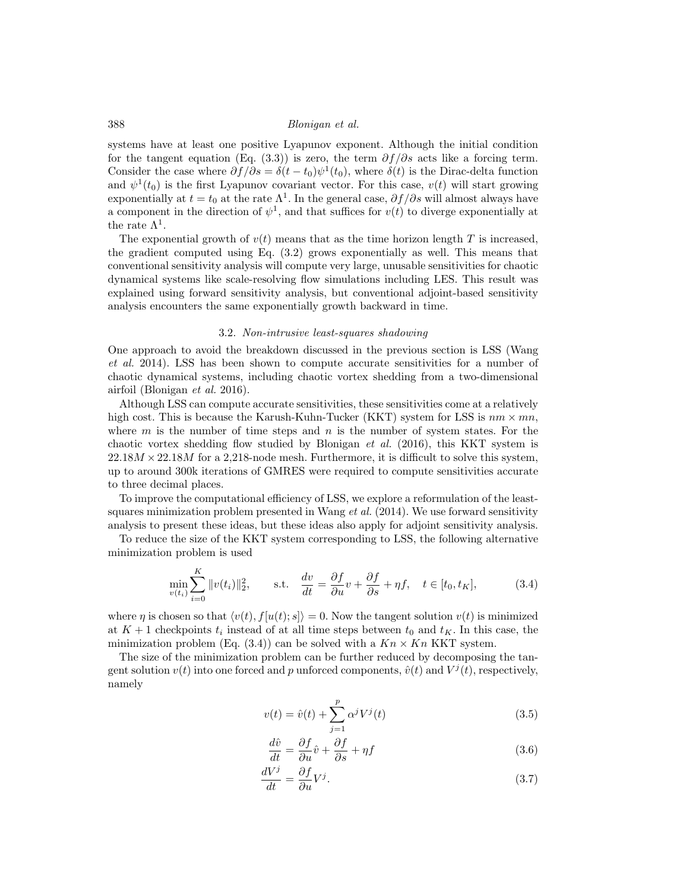systems have at least one positive Lyapunov exponent. Although the initial condition for the tangent equation (Eq. (3.3)) is zero, the term $\partial f/\partial s$ acts like a forcing term. Consider the case where $\partial f/\partial s = \delta(t-t_0)\psi^1(t_0)$, where $\delta(t)$ is the Dirac-delta function and $\psi^1(t_0)$ is the first Lyapunov covariant vector. For this case, $v(t)$ will start growing exponentially at $t = t_0$ at the rate $\Lambda^1$. In the general case, $\partial f/\partial s$ will almost always have a component in the direction of $\psi^1$, and that suffices for $v(t)$ to diverge exponentially at the rate $\Lambda^1$.

The exponential growth of $v(t)$ means that as the time horizon length $T$ is increased, the gradient computed using Eq. (3.2) grows exponentially as well. This means that conventional sensitivity analysis will compute very large, unusable sensitivities for chaotic dynamical systems like scale-resolving flow simulations including LES. This result was explained using forward sensitivity analysis, but conventional adjoint-based sensitivity analysis encounters the same exponentially growth backward in time.

### 3.2. *Non-intrusive least-squares shadowing*

One approach to avoid the breakdown discussed in the previous section is LSS (Wang *et al.* 2014). LSS has been shown to compute accurate sensitivities for a number of chaotic dynamical systems, including chaotic vortex shedding from a two-dimensional airfoil (Blonigan *et al.* 2016).

Although LSS can compute accurate sensitivities, these sensitivities come at a relatively high cost. This is because the Karush-Kuhn-Tucker (KKT) system for LSS is $nm \times mn$, where $m$ is the number of time steps and $n$ is the number of system states. For the chaotic vortex shedding flow studied by Blonigan *et al.* (2016), this KKT system is $22.18M \times 22.18M$ for a 2,218-node mesh. Furthermore, it is difficult to solve this system, up to around 300k iterations of GMRES were required to compute sensitivities accurate to three decimal places.

To improve the computational efficiency of LSS, we explore a reformulation of the least-squares minimization problem presented in Wang *et al.* (2014). We use forward sensitivity analysis to present these ideas, but these ideas also apply for adjoint sensitivity analysis.

To reduce the size of the KKT system corresponding to LSS, the following alternative minimization problem is used

$$\min_{v(t_i)} \sum_{i=0}^{K} \|v(t_i)\|_2^2, \qquad \text{s.t.} \quad \frac{dv}{dt} = \frac{\partial f}{\partial u} v + \frac{\partial f}{\partial s} + \eta f, \quad t \in [t_0, t_K], \tag{3.4}$$

where $\eta$ is chosen so that $\langle v(t), f[u(t); s] \rangle = 0$. Now the tangent solution $v(t)$ is minimized at $K+1$ checkpoints $t_i$ instead of at all time steps between $t_0$ and $t_K$. In this case, the minimization problem (Eq. (3.4)) can be solved with a $Kn \times Kn$ KKT system.

The size of the minimization problem can be further reduced by decomposing the tangent solution $v(t)$ into one forced and $p$ unforced components, $\hat{v}(t)$ and $V^j(t)$, respectively, namely

$$v(t) = \hat{v}(t) + \sum_{j=1}^{p} \alpha^j V^j(t) \tag{3.5}$$

$$\frac{d\hat{v}}{dt} = \frac{\partial f}{\partial u} \hat{v} + \frac{\partial f}{\partial s} + \eta f \tag{3.6}$$

$$\frac{dV^j}{dt} = \frac{\partial f}{\partial u} V^j. \tag{3.7}$$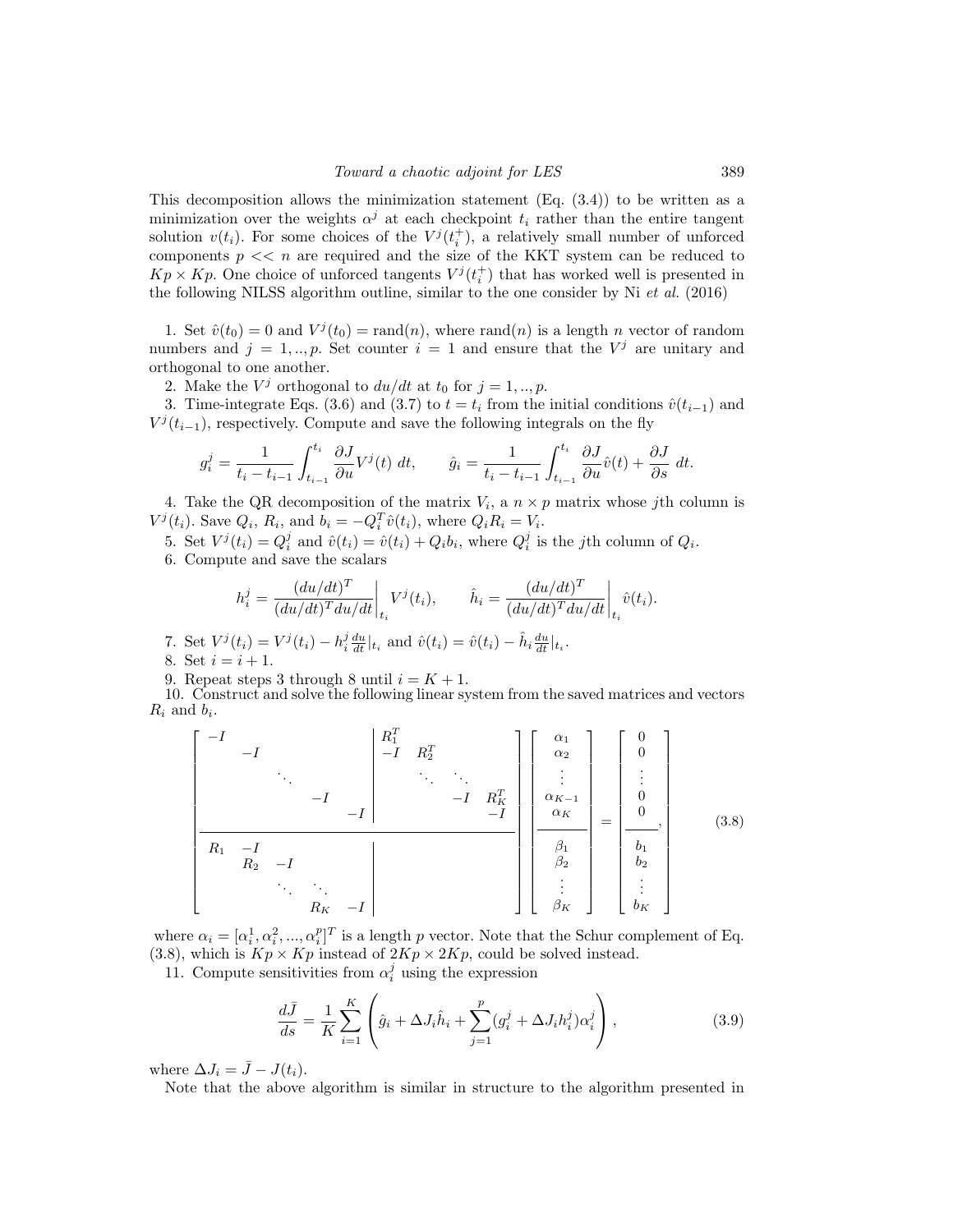This decomposition allows the minimization statement (Eq. (3.4)) to be written as a minimization over the weights $\alpha^j$ at each checkpoint $t_i$ rather than the entire tangent solution $v(t_i)$. For some choices of the $V^j(t_i^+)$, a relatively small number of unforced components $p << n$ are required and the size of the KKT system can be reduced to $Kp \times Kp$. One choice of unforced tangents $V^j(t_i^+)$ that has worked well is presented in the following NILSS algorithm outline, similar to the one consider by Ni *et al.* (2016)

1. Set $\hat{v}(t_0) = 0$ and $V^j(t_0) = \text{rand}(n)$, where $\text{rand}(n)$ is a length $n$ vector of random numbers and $j = 1, .., p$. Set counter $i = 1$ and ensure that the $V^j$ are unitary and orthogonal to one another.

2. Make the $V^j$ orthogonal to $du/dt$ at $t_0$ for $j = 1, .., p$.

3. Time-integrate Eqs. (3.6) and (3.7) to $t = t_i$ from the initial conditions $\hat{v}(t_{i-1})$ and $V^j(t_{i-1})$, respectively. Compute and save the following integrals on the fly

$$g_i^j = \frac{1}{t_i - t_{i-1}} \int_{t_{i-1}}^{t_i} \frac{\partial J}{\partial u} V^j(t)\ dt, \qquad \hat{g}_i = \frac{1}{t_i - t_{i-1}} \int_{t_{i-1}}^{t_i} \frac{\partial J}{\partial u} \hat{v}(t) + \frac{\partial J}{\partial s}\ dt.$$

4. Take the QR decomposition of the matrix $V_i$, a $n \times p$ matrix whose $j$th column is $V^j(t_i)$. Save $Q_i$, $R_i$, and $b_i = -Q_i^T \hat{v}(t_i)$, where $Q_i R_i = V_i$.

5. Set $V^j(t_i) = Q_i^j$ and $\hat{v}(t_i) = \hat{v}(t_i) + Q_i b_i$, where $Q_i^j$ is the $j$th column of $Q_i$.

6. Compute and save the scalars

$$h_i^j = \left.\frac{(du/dt)^T}{(du/dt)^T du/dt}\right|_{t_i} V^j(t_i), \qquad \hat{h}_i = \left.\frac{(du/dt)^T}{(du/dt)^T du/dt}\right|_{t_i} \hat{v}(t_i).$$

7. Set $V^j(t_i) = V^j(t_i) - h_i^j \frac{du}{dt}|_{t_i}$ and $\hat{v}(t_i) = \hat{v}(t_i) - \hat{h}_i \frac{du}{dt}|_{t_i}$.

8. Set $i = i + 1$.

9. Repeat steps 3 through 8 until $i = K + 1$.

10. Construct and solve the following linear system from the saved matrices and vectors $R_i$ and $b_i$.

$$\left[\begin{array}{ccccc|ccccc} -I & & & & & R_1^T & & & & \\ & -I & & & & -I & R_2^T & & & \\ & & \ddots & & & & \ddots & \ddots & & \\ & & & -I & & & & -I & R_K^T & \\ & & & & -I & & & & -I & \\ \hline R_1 & -I & & & & & & & & \\ & R_2 & -I & & & & & & & \\ & & \ddots & \ddots & & & & & & \\ & & & R_K & -I & & & & & \end{array}\right] \left[\begin{array}{c} \alpha_1 \\ \alpha_2 \\ \vdots \\ \alpha_{K-1} \\ \alpha_K \\ \hline \beta_1 \\ \beta_2 \\ \vdots \\ \beta_K \end{array}\right] = \left[\begin{array}{c} 0 \\ 0 \\ \vdots \\ 0 \\ 0 \\ \hline b_1 \\ b_2 \\ \vdots \\ b_K \end{array}\right], \tag{3.8}$$

where $\alpha_i = [\alpha_i^1, \alpha_i^2, ..., \alpha_i^p]^T$ is a length $p$ vector. Note that the Schur complement of Eq. (3.8), which is $Kp \times Kp$ instead of $2Kp \times 2Kp$, could be solved instead.

11. Compute sensitivities from $\alpha_i^j$ using the expression

$$\frac{d\bar{J}}{ds} = \frac{1}{K} \sum_{i=1}^{K} \left( \hat{g}_i + \Delta J_i \hat{h}_i + \sum_{j=1}^{p} (g_i^j + \Delta J_i h_i^j) \alpha_i^j \right), \tag{3.9}$$

where $\Delta J_i = \bar{J} - J(t_i)$.

Note that the above algorithm is similar in structure to the algorithm presented in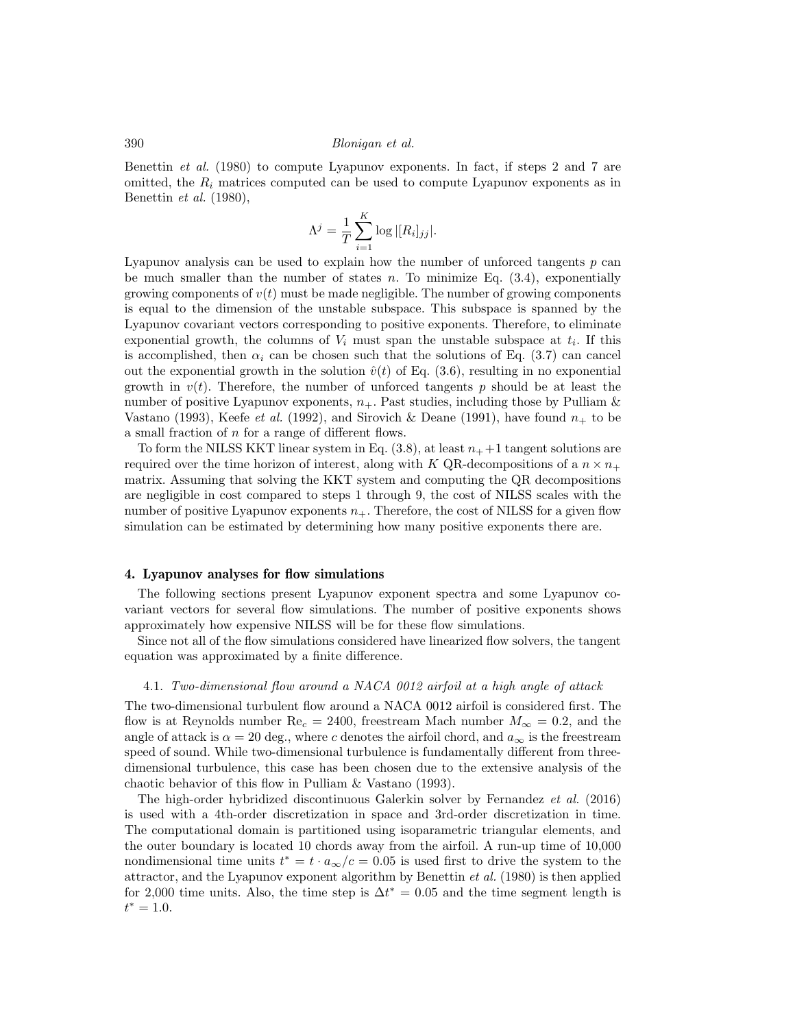Benettin *et al.* (1980) to compute Lyapunov exponents. In fact, if steps 2 and 7 are omitted, the $R_i$ matrices computed can be used to compute Lyapunov exponents as in Benettin *et al.* (1980),

$$\Lambda^j = \frac{1}{T} \sum_{i=1}^{K} \log |[R_i]_{jj}|.$$

Lyapunov analysis can be used to explain how the number of unforced tangents $p$ can be much smaller than the number of states $n$. To minimize Eq. (3.4), exponentially growing components of $v(t)$ must be made negligible. The number of growing components is equal to the dimension of the unstable subspace. This subspace is spanned by the Lyapunov covariant vectors corresponding to positive exponents. Therefore, to eliminate exponential growth, the columns of $V_i$ must span the unstable subspace at $t_i$. If this is accomplished, then $\alpha_i$ can be chosen such that the solutions of Eq. (3.7) can cancel out the exponential growth in the solution $\hat{v}(t)$ of Eq. (3.6), resulting in no exponential growth in $v(t)$. Therefore, the number of unforced tangents $p$ should be at least the number of positive Lyapunov exponents, $n_+$. Past studies, including those by Pulliam & Vastano (1993), Keefe *et al.* (1992), and Sirovich & Deane (1991), have found $n_+$ to be a small fraction of $n$ for a range of different flows.

To form the NILSS KKT linear system in Eq. (3.8), at least $n_+ + 1$ tangent solutions are required over the time horizon of interest, along with $K$ QR-decompositions of a $n \times n_+$ matrix. Assuming that solving the KKT system and computing the QR decompositions are negligible in cost compared to steps 1 through 9, the cost of NILSS scales with the number of positive Lyapunov exponents $n_+$. Therefore, the cost of NILSS for a given flow simulation can be estimated by determining how many positive exponents there are.

## 4. Lyapunov analyses for flow simulations

The following sections present Lyapunov exponent spectra and some Lyapunov covariant vectors for several flow simulations. The number of positive exponents shows approximately how expensive NILSS will be for these flow simulations.

Since not all of the flow simulations considered have linearized flow solvers, the tangent equation was approximated by a finite difference.

### 4.1. *Two-dimensional flow around a NACA 0012 airfoil at a high angle of attack*

The two-dimensional turbulent flow around a NACA 0012 airfoil is considered first. The flow is at Reynolds number $\mathrm{Re}_c = 2400$, freestream Mach number $M_\infty = 0.2$, and the angle of attack is $\alpha = 20$ deg., where $c$ denotes the airfoil chord, and $a_\infty$ is the freestream speed of sound. While two-dimensional turbulence is fundamentally different from three-dimensional turbulence, this case has been chosen due to the extensive analysis of the chaotic behavior of this flow in Pulliam & Vastano (1993).

The high-order hybridized discontinuous Galerkin solver by Fernandez *et al.* (2016) is used with a 4th-order discretization in space and 3rd-order discretization in time. The computational domain is partitioned using isoparametric triangular elements, and the outer boundary is located 10 chords away from the airfoil. A run-up time of 10,000 nondimensional time units $t^* = t \cdot a_\infty / c = 0.05$ is used first to drive the system to the attractor, and the Lyapunov exponent algorithm by Benettin *et al.* (1980) is then applied for 2,000 time units. Also, the time step is $\Delta t^* = 0.05$ and the time segment length is $t^* = 1.0$.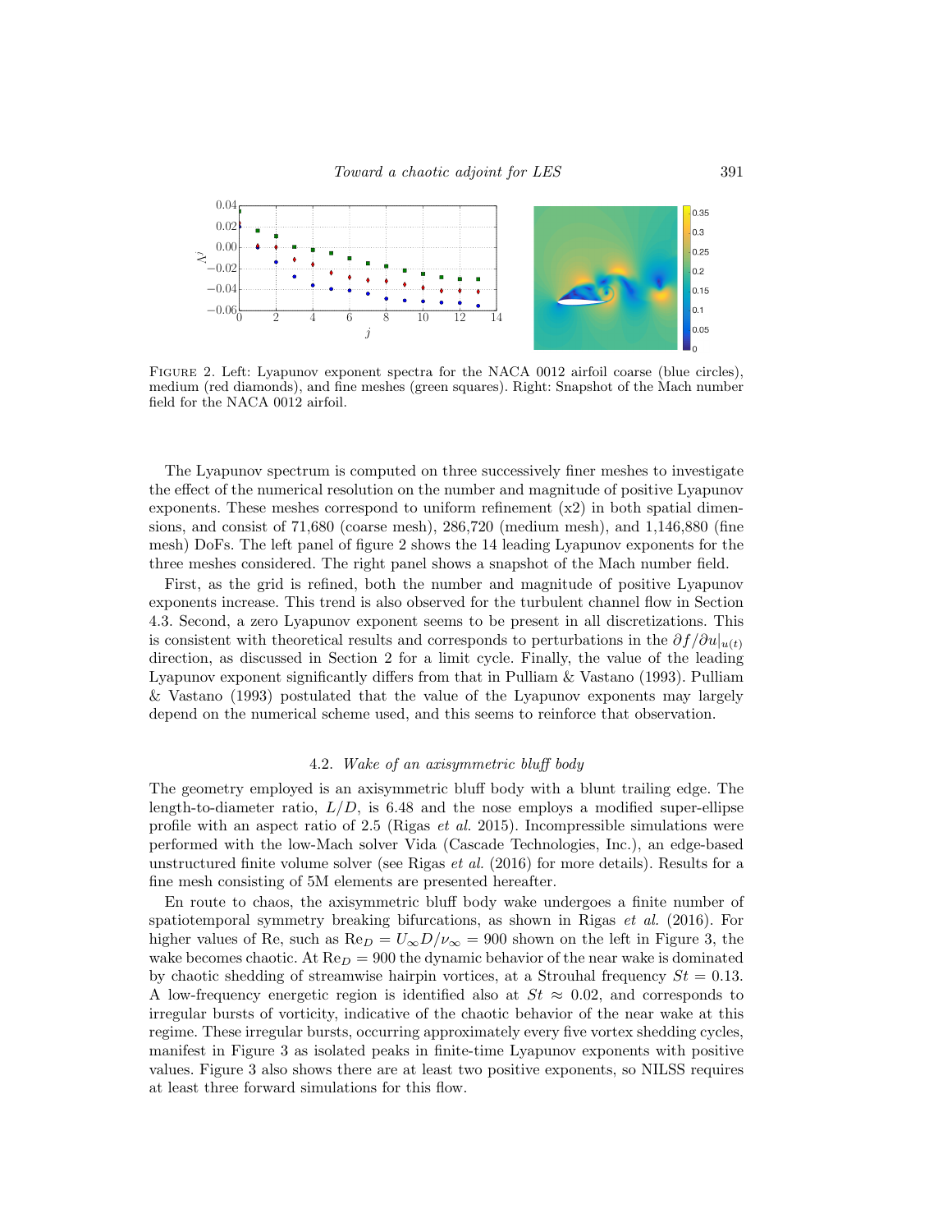0.04
0.02
0.00
−0.02
−0.04
−0.06
$\lambda_j$
0 2 4 6 8 10 12 14
$j$

0.35
0.3
0.25
0.2
0.15
0.1
0.05
0

FIGURE 2. Left: Lyapunov exponent spectra for the NACA 0012 airfoil coarse (blue circles), medium (red diamonds), and fine meshes (green squares). Right: Snapshot of the Mach number field for the NACA 0012 airfoil.

The Lyapunov spectrum is computed on three successively finer meshes to investigate the effect of the numerical resolution on the number and magnitude of positive Lyapunov exponents. These meshes correspond to uniform refinement (x2) in both spatial dimensions, and consist of 71,680 (coarse mesh), 286,720 (medium mesh), and 1,146,880 (fine mesh) DoFs. The left panel of figure 2 shows the 14 leading Lyapunov exponents for the three meshes considered. The right panel shows a snapshot of the Mach number field.

First, as the grid is refined, both the number and magnitude of positive Lyapunov exponents increase. This trend is also observed for the turbulent channel flow in Section 4.3. Second, a zero Lyapunov exponent seems to be present in all discretizations. This is consistent with theoretical results and corresponds to perturbations in the $\partial f/\partial u|_{u(t)}$ direction, as discussed in Section 2 for a limit cycle. Finally, the value of the leading Lyapunov exponent significantly differs from that in Pulliam & Vastano (1993). Pulliam & Vastano (1993) postulated that the value of the Lyapunov exponents may largely depend on the numerical scheme used, and this seems to reinforce that observation.

### 4.2. *Wake of an axisymmetric bluff body*

The geometry employed is an axisymmetric bluff body with a blunt trailing edge. The length-to-diameter ratio, $L/D$, is 6.48 and the nose employs a modified super-ellipse profile with an aspect ratio of 2.5 (Rigas *et al.* 2015). Incompressible simulations were performed with the low-Mach solver Vida (Cascade Technologies, Inc.), an edge-based unstructured finite volume solver (see Rigas *et al.* (2016) for more details). Results for a fine mesh consisting of 5M elements are presented hereafter.

En route to chaos, the axisymmetric bluff body wake undergoes a finite number of spatiotemporal symmetry breaking bifurcations, as shown in Rigas *et al.* (2016). For higher values of Re, such as $\mathrm{Re}_D = U_\infty D/\nu_\infty = 900$ shown on the left in Figure 3, the wake becomes chaotic. At $\mathrm{Re}_D = 900$ the dynamic behavior of the near wake is dominated by chaotic shedding of streamwise hairpin vortices, at a Strouhal frequency $St = 0.13$. A low-frequency energetic region is identified also at $St \approx 0.02$, and corresponds to irregular bursts of vorticity, indicative of the chaotic behavior of the near wake at this regime. These irregular bursts, occurring approximately every five vortex shedding cycles, manifest in Figure 3 as isolated peaks in finite-time Lyapunov exponents with positive values. Figure 3 also shows there are at least two positive exponents, so NILSS requires at least three forward simulations for this flow.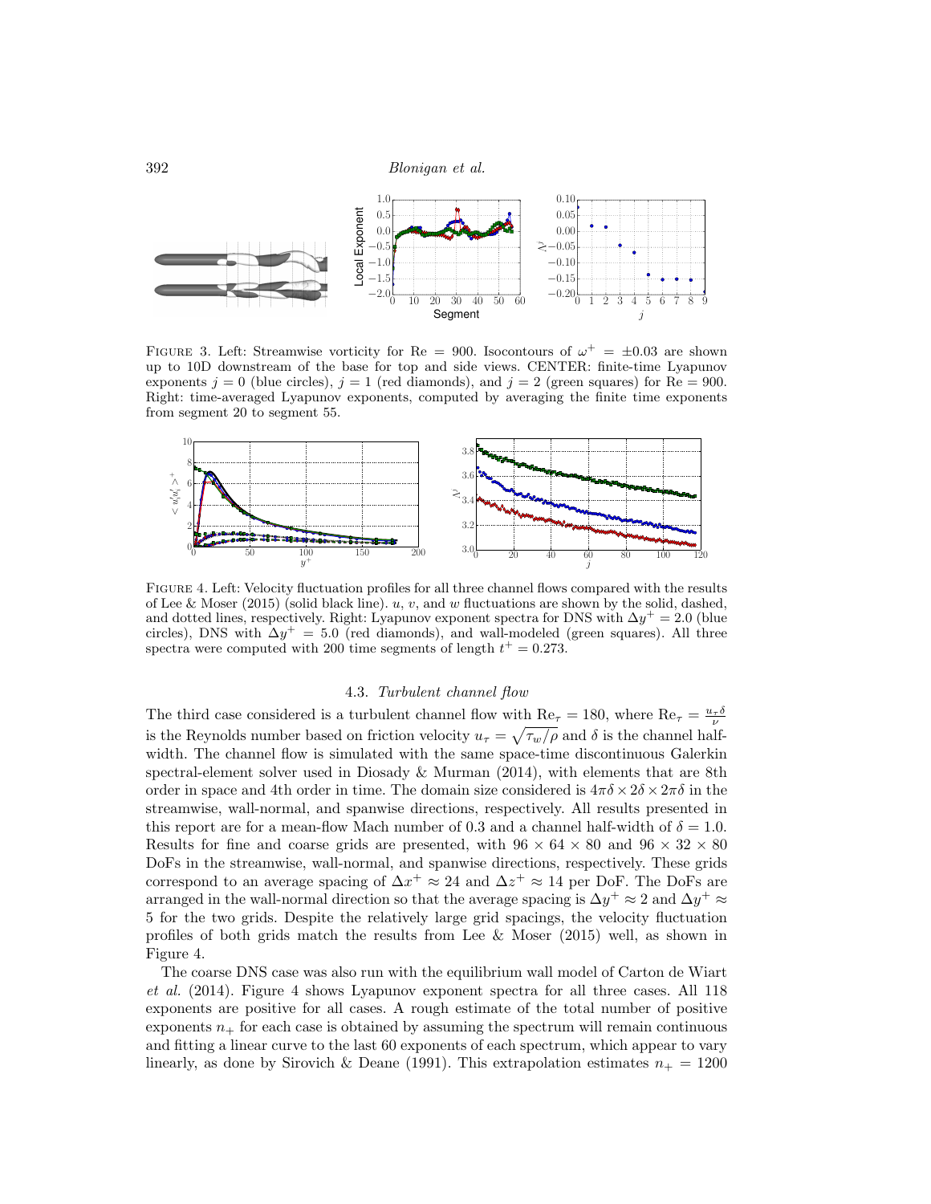Local Exponent

1.0
0.5
0.0
−0.5
−1.0
−1.5
−2.0

0 10 20 30 40 50 60

Segment

0.10
0.05
0.00
−0.05
−0.10
−0.15
−0.20

$\bar{\lambda}$

0 1 2 3 4 5 6 7 8 9

$j$

FIGURE 3. Left: Streamwise vorticity for Re = 900. Isocontours of $\omega^+ = \pm 0.03$ are shown up to 10D downstream of the base for top and side views. CENTER: finite-time Lyapunov exponents $j = 0$ (blue circles), $j = 1$ (red diamonds), and $j = 2$ (green squares) for Re = 900. Right: time-averaged Lyapunov exponents, computed by averaging the finite time exponents from segment 20 to segment 55.

$< u_i' u_i' >^+$

10
8
6
4
2
0

0 50 100 150 200

$y^+$

3.8
3.6
3.4
3.2
3.0

$\bar{\lambda}$

0 20 40 60 80 100 120

$j$

FIGURE 4. Left: Velocity fluctuation profiles for all three channel flows compared with the results of Lee & Moser (2015) (solid black line). $u$, $v$, and $w$ fluctuations are shown by the solid, dashed, and dotted lines, respectively. Right: Lyapunov exponent spectra for DNS with $\Delta y^+ = 2.0$ (blue circles), DNS with $\Delta y^+ = 5.0$ (red diamonds), and wall-modeled (green squares). All three spectra were computed with 200 time segments of length $t^+ = 0.273$.

### 4.3. *Turbulent channel flow*

The third case considered is a turbulent channel flow with $\mathrm{Re}_\tau = 180$, where $\mathrm{Re}_\tau = \frac{u_\tau \delta}{\nu}$ is the Reynolds number based on friction velocity $u_\tau = \sqrt{\tau_w/\rho}$ and $\delta$ is the channel half-width. The channel flow is simulated with the same space-time discontinuous Galerkin spectral-element solver used in Diosady & Murman (2014), with elements that are 8th order in space and 4th order in time. The domain size considered is $4\pi\delta \times 2\delta \times 2\pi\delta$ in the streamwise, wall-normal, and spanwise directions, respectively. All results presented in this report are for a mean-flow Mach number of 0.3 and a channel half-width of $\delta = 1.0$. Results for fine and coarse grids are presented, with $96 \times 64 \times 80$ and $96 \times 32 \times 80$ DoFs in the streamwise, wall-normal, and spanwise directions, respectively. These grids correspond to an average spacing of $\Delta x^+ \approx 24$ and $\Delta z^+ \approx 14$ per DoF. The DoFs are arranged in the wall-normal direction so that the average spacing is $\Delta y^+ \approx 2$ and $\Delta y^+ \approx 5$ for the two grids. Despite the relatively large grid spacings, the velocity fluctuation profiles of both grids match the results from Lee & Moser (2015) well, as shown in Figure 4.

The coarse DNS case was also run with the equilibrium wall model of Carton de Wiart *et al.* (2014). Figure 4 shows Lyapunov exponent spectra for all three cases. All 118 exponents are positive for all cases. A rough estimate of the total number of positive exponents $n_+$ for each case is obtained by assuming the spectrum will remain continuous and fitting a linear curve to the last 60 exponents of each spectrum, which appear to vary linearly, as done by Sirovich & Deane (1991). This extrapolation estimates $n_+ = 1200$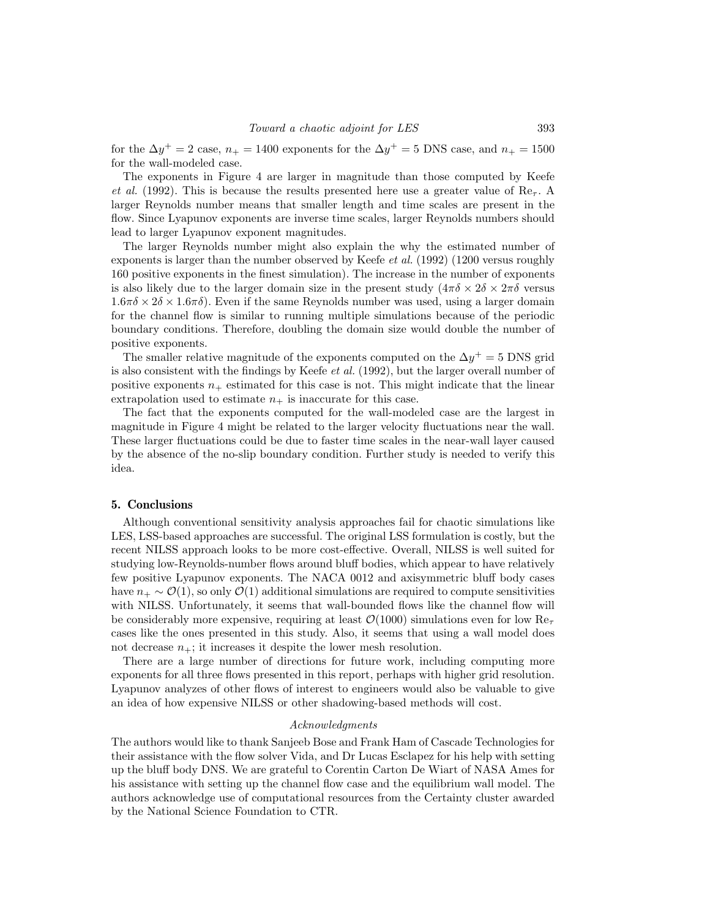for the $\Delta y^+ = 2$ case, $n_+ = 1400$ exponents for the $\Delta y^+ = 5$ DNS case, and $n_+ = 1500$ for the wall-modeled case.

The exponents in Figure 4 are larger in magnitude than those computed by Keefe *et al.* (1992). This is because the results presented here use a greater value of $\mathrm{Re}_\tau$. A larger Reynolds number means that smaller length and time scales are present in the flow. Since Lyapunov exponents are inverse time scales, larger Reynolds numbers should lead to larger Lyapunov exponent magnitudes.

The larger Reynolds number might also explain the why the estimated number of exponents is larger than the number observed by Keefe *et al.* (1992) (1200 versus roughly 160 positive exponents in the finest simulation). The increase in the number of exponents is also likely due to the larger domain size in the present study ($4\pi\delta \times 2\delta \times 2\pi\delta$ versus $1.6\pi\delta \times 2\delta \times 1.6\pi\delta$). Even if the same Reynolds number was used, using a larger domain for the channel flow is similar to running multiple simulations because of the periodic boundary conditions. Therefore, doubling the domain size would double the number of positive exponents.

The smaller relative magnitude of the exponents computed on the $\Delta y^+ = 5$ DNS grid is also consistent with the findings by Keefe *et al.* (1992), but the larger overall number of positive exponents $n_+$ estimated for this case is not. This might indicate that the linear extrapolation used to estimate $n_+$ is inaccurate for this case.

The fact that the exponents computed for the wall-modeled case are the largest in magnitude in Figure 4 might be related to the larger velocity fluctuations near the wall. These larger fluctuations could be due to faster time scales in the near-wall layer caused by the absence of the no-slip boundary condition. Further study is needed to verify this idea.

## 5. Conclusions

Although conventional sensitivity analysis approaches fail for chaotic simulations like LES, LSS-based approaches are successful. The original LSS formulation is costly, but the recent NILSS approach looks to be more cost-effective. Overall, NILSS is well suited for studying low-Reynolds-number flows around bluff bodies, which appear to have relatively few positive Lyapunov exponents. The NACA 0012 and axisymmetric bluff body cases have $n_+ \sim \mathcal{O}(1)$, so only $\mathcal{O}(1)$ additional simulations are required to compute sensitivities with NILSS. Unfortunately, it seems that wall-bounded flows like the channel flow will be considerably more expensive, requiring at least $\mathcal{O}(1000)$ simulations even for low $\mathrm{Re}_\tau$ cases like the ones presented in this study. Also, it seems that using a wall model does not decrease $n_+$; it increases it despite the lower mesh resolution.

There are a large number of directions for future work, including computing more exponents for all three flows presented in this report, perhaps with higher grid resolution. Lyapunov analyzes of other flows of interest to engineers would also be valuable to give an idea of how expensive NILSS or other shadowing-based methods will cost.

### *Acknowledgments*

The authors would like to thank Sanjeeb Bose and Frank Ham of Cascade Technologies for their assistance with the flow solver Vida, and Dr Lucas Esclapez for his help with setting up the bluff body DNS. We are grateful to Corentin Carton De Wiart of NASA Ames for his assistance with setting up the channel flow case and the equilibrium wall model. The authors acknowledge use of computational resources from the Certainty cluster awarded by the National Science Foundation to CTR.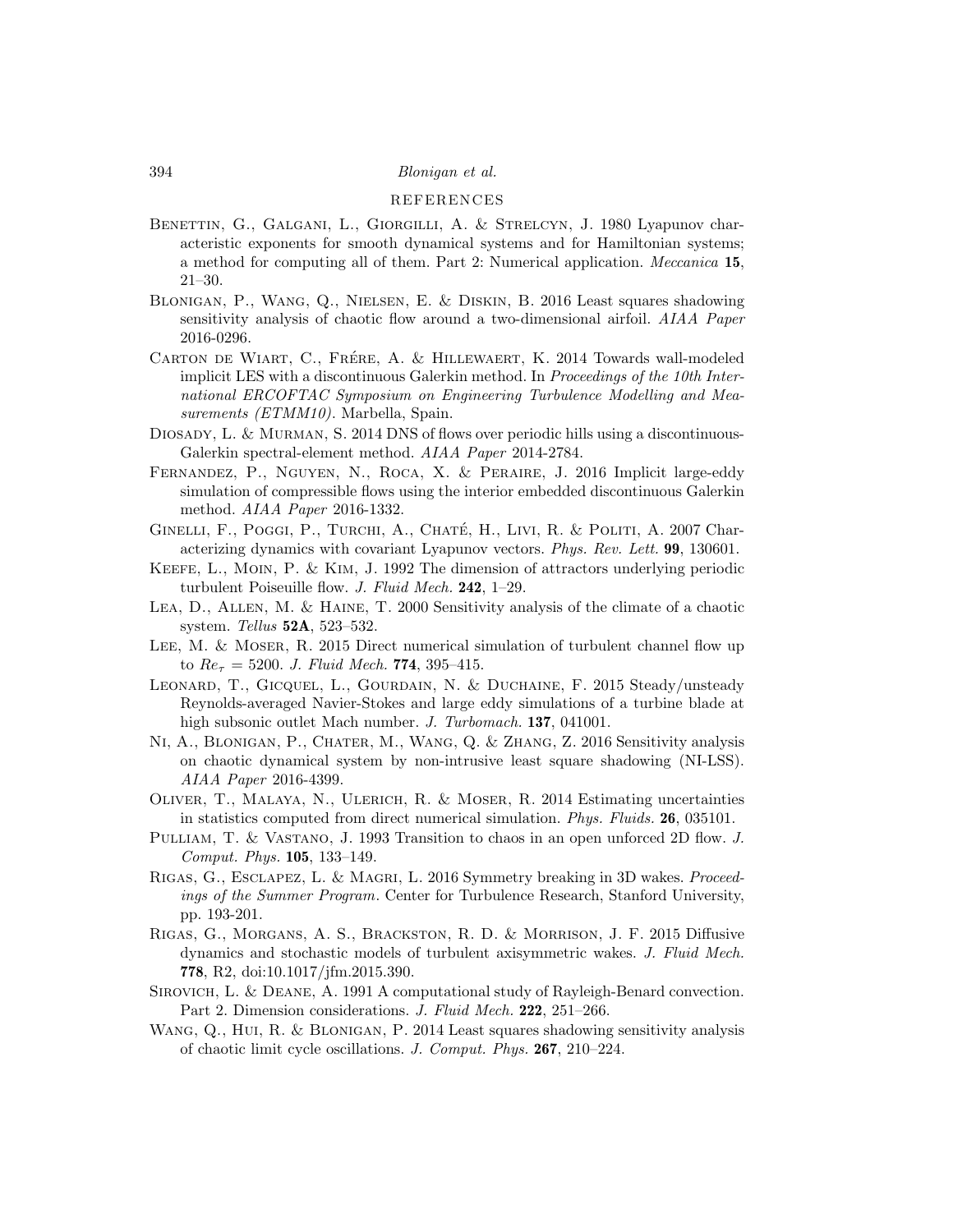## REFERENCES

Benettin, G., Galgani, L., Giorgilli, A. & Strelcyn, J. 1980 Lyapunov characteristic exponents for smooth dynamical systems and for Hamiltonian systems; a method for computing all of them. Part 2: Numerical application. *Meccanica* **15**, 21–30.

Blonigan, P., Wang, Q., Nielsen, E. & Diskin, B. 2016 Least squares shadowing sensitivity analysis of chaotic flow around a two-dimensional airfoil. *AIAA Paper* 2016-0296.

Carton de Wiart, C., Frére, A. & Hillewaert, K. 2014 Towards wall-modeled implicit LES with a discontinuous Galerkin method. In *Proceedings of the 10th International ERCOFTAC Symposium on Engineering Turbulence Modelling and Measurements (ETMM10)*. Marbella, Spain.

Diosady, L. & Murman, S. 2014 DNS of flows over periodic hills using a discontinuous-Galerkin spectral-element method. *AIAA Paper* 2014-2784.

Fernandez, P., Nguyen, N., Roca, X. & Peraire, J. 2016 Implicit large-eddy simulation of compressible flows using the interior embedded discontinuous Galerkin method. *AIAA Paper* 2016-1332.

Ginelli, F., Poggi, P., Turchi, A., Chaté, H., Livi, R. & Politi, A. 2007 Characterizing dynamics with covariant Lyapunov vectors. *Phys. Rev. Lett.* **99**, 130601.

Keefe, L., Moin, P. & Kim, J. 1992 The dimension of attractors underlying periodic turbulent Poiseuille flow. *J. Fluid Mech.* **242**, 1–29.

Lea, D., Allen, M. & Haine, T. 2000 Sensitivity analysis of the climate of a chaotic system. *Tellus* **52A**, 523–532.

Lee, M. & Moser, R. 2015 Direct numerical simulation of turbulent channel flow up to $Re_\tau = 5200$. *J. Fluid Mech.* **774**, 395–415.

Leonard, T., Gicquel, L., Gourdain, N. & Duchaine, F. 2015 Steady/unsteady Reynolds-averaged Navier-Stokes and large eddy simulations of a turbine blade at high subsonic outlet Mach number. *J. Turbomach.* **137**, 041001.

Ni, A., Blonigan, P., Chater, M., Wang, Q. & Zhang, Z. 2016 Sensitivity analysis on chaotic dynamical system by non-intrusive least square shadowing (NI-LSS). *AIAA Paper* 2016-4399.

Oliver, T., Malaya, N., Ulerich, R. & Moser, R. 2014 Estimating uncertainties in statistics computed from direct numerical simulation. *Phys. Fluids.* **26**, 035101.

Pulliam, T. & Vastano, J. 1993 Transition to chaos in an open unforced 2D flow. *J. Comput. Phys.* **105**, 133–149.

Rigas, G., Esclapez, L. & Magri, L. 2016 Symmetry breaking in 3D wakes. *Proceedings of the Summer Program*. Center for Turbulence Research, Stanford University, pp. 193-201.

Rigas, G., Morgans, A. S., Brackston, R. D. & Morrison, J. F. 2015 Diffusive dynamics and stochastic models of turbulent axisymmetric wakes. *J. Fluid Mech.* **778**, R2, doi:10.1017/jfm.2015.390.

Sirovich, L. & Deane, A. 1991 A computational study of Rayleigh-Benard convection. Part 2. Dimension considerations. *J. Fluid Mech.* **222**, 251–266.

Wang, Q., Hui, R. & Blonigan, P. 2014 Least squares shadowing sensitivity analysis of chaotic limit cycle oscillations. *J. Comput. Phys.* **267**, 210–224.